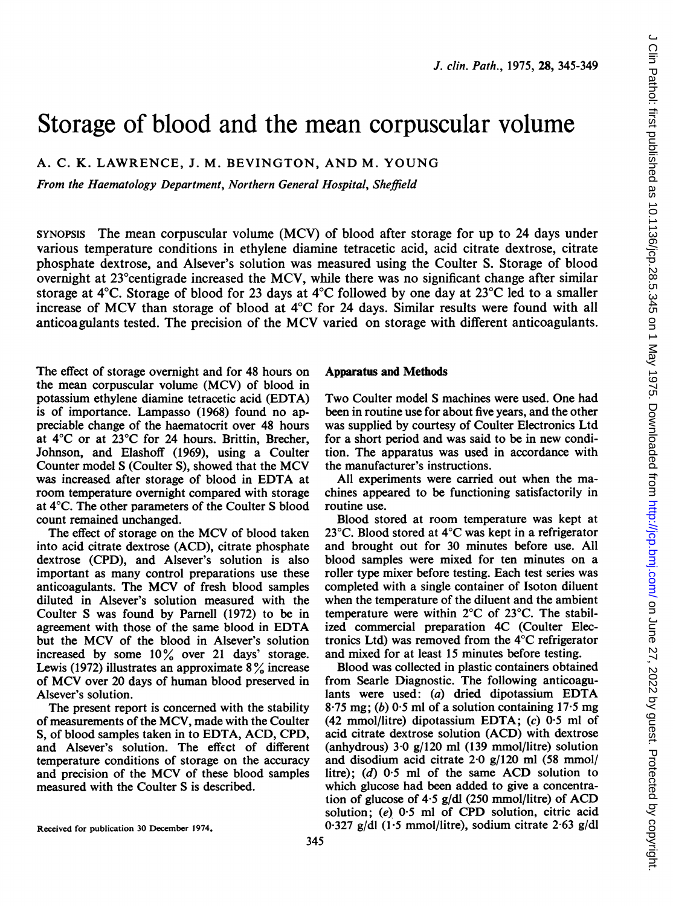# Storage of blood and the mean corpuscular volume

A. C. K. LAWRENCE, J. M. BEVINGTON, AND M. YOUNG

*From the Haematology Department, Northern General Hospital, Sheffield*

SYNOPSIS The mean corpuscular volume (MCV) of blood after storage for up to 24 days under various temperature conditions in ethylene diamine tetracetic acid, acid citrate dextrose, citrate phosphate dextrose, and Alsever's solution was measured using the Coulter S. Storage of blood overnight at 23°centigrade increased the MCV, while there was no significant change after similar storage at 4°C. Storage of blood for 23 days at 4°C followed by one day at 23°C led to a smaller increase of MCV than storage of blood at 4°C for 24 days. Similar results were found with all anticoagulants tested. The precision of the MCV varied on storage with different anticoagulants.

The effect of storage overnight and for 48 hours on the mean corpuscular volume (MCV) of blood in potassium ethylene diamine tetracetic acid (EDTA) is of importance. Lampasso (1968) found no appreciable change of the haematocrit over 48 hours at 4°C or at 23°C for 24 hours. Brittin, Brecher, Johnson, and Elashoff (1969), using a Coulter Counter model S (Coulter S), showed that the MCV was increased after storage of blood in EDTA at room temperature overnight compared with storage at 4°C. The other parameters of the Coulter S blood count remained unchanged.

The effect of storage on the MCV of blood taken into acid citrate dextrose (ACD), citrate phosphate dextrose (CPD), and Alsever's solution is also important as many control preparations use these anticoagulants. The MCV of fresh blood samples diluted in Alsever's solution measured with the Coulter S was found by Parnell (1972) to be in agreement with those of the same blood in EDTA but the MCV of the blood in Alsever's solution increased by some 10% over 21 days' storage. Lewis (1972) illustrates an approximate 8% increase of MCV over 20 days of human blood preserved in Alsever's solution.

The present report is concerned with the stability of measurements of the MCV, made with the Coulter S, of blood samples taken in to EDTA, ACD, CPD, and Alsever's solution. The effect of different temperature conditions of storage on the accuracy and precision of the MCV of these blood samples measured with the Coulter S is described.

Received for publication 30 December 1974.

## Apparatus and Methods

Two Coulter model S machines were used. One had been in routine use for about five years, and the other was supplied by courtesy of Coulter Electronics Ltd for a short period and was said to be in new condition. The apparatus was used in accordance with the manufacturer's instructions.

All experiments were carried out when the machines appeared to be functioning satisfactorily in routine use.

Blood stored at room temperature was kept at 23°C. Blood stored at 4°C was kept in a refrigerator and brought out for 30 minutes before use. All blood samples were mixed for ten minutes on a roller type mixer before testing. Each test series was completed with a single container of Isoton diluent when the temperature of the diluent and the ambient temperature were within 2°C of 23°C. The stabilized commercial preparation 4C (Coulter Electronics Ltd) was removed from the 4°C refrigerator and mixed for at least 15 minutes before testing.

Blood was collected in plastic containers obtained from Searle Diagnostic. The following anticoagulants were used: (*a*) dried dipotassium EDTA 8·75 mg; (*b*) 0·5 ml of a solution containing 17·5 mg (42 mmol/litre) dipotassium EDTA; (*c*) 0·5 ml of acid citrate dextrose solution (ACD) with dextrose (anhydrous) 3·0 g/120 ml (139 mmol/litre) solution and disodium acid citrate 2·0 g/120 ml (58 mmol/litre); (*d*) 0·5 ml of the same ACD solution to which glucose had been added to give a concentration of glucose of 4·5 g/dl (250 mmol/litre) of ACD solution; (*e*) 0·5 ml of CPD solution, citric acid 0·327 g/dl (1·5 mmol/litre), sodium citrate 2·63 g/dl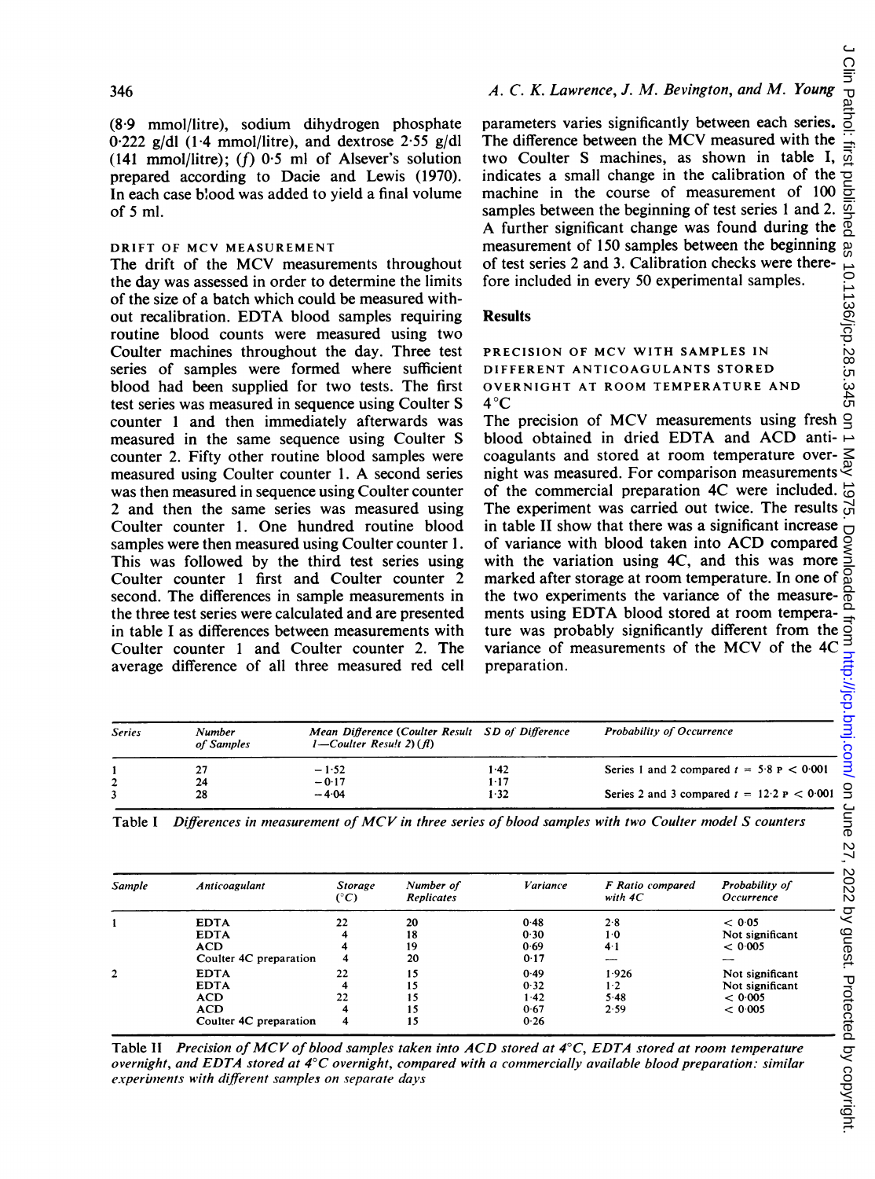(8·9 mmol/litre), sodium dihydrogen phosphate 0·222 g/dl (1·4 mmol/litre), and dextrose 2·55 g/dl (141 mmol/litre); (*f*) 0·5 ml of Alsever's solution prepared according to Dacie and Lewis (1970). In each case blood was added to yield a final volume of 5 ml.

### DRIFT OF MCV MEASUREMENT

The drift of the MCV measurements throughout the day was assessed in order to determine the limits of the size of a batch which could be measured without recalibration. EDTA blood samples requiring routine blood counts were measured using two Coulter machines throughout the day. Three test series of samples were formed where sufficient blood had been supplied for two tests. The first test series was measured in sequence using Coulter S counter 1 and then immediately afterwards was measured in the same sequence using Coulter S counter 2. Fifty other routine blood samples were measured using Coulter counter 1. A second series was then measured in sequence using Coulter counter 2 and then the same series was measured using Coulter counter 1. One hundred routine blood samples were then measured using Coulter counter 1. This was followed by the third test series using Coulter counter 1 first and Coulter counter 2 second. The differences in sample measurements in the three test series were calculated and are presented in table I as differences between measurements with Coulter counter 1 and Coulter counter 2. The average difference of all three measured red cell parameters varies significantly between each series. The difference between the MCV measured with the two Coulter S machines, as shown in table I, indicates a small change in the calibration of the machine in the course of measurement of 100 samples between the beginning of test series 1 and 2. A further significant change was found during the measurement of 150 samples between the beginning of test series 2 and 3. Calibration checks were therefore included in every 50 experimental samples.

## Results

### PRECISION OF MCV WITH SAMPLES IN DIFFERENT ANTICOAGULANTS STORED OVERNIGHT AT ROOM TEMPERATURE AND 4°C

The precision of MCV measurements using fresh blood obtained in dried EDTA and ACD anticoagulants and stored at room temperature overnight was measured. For comparison measurements of the commercial preparation 4C were included. The experiment was carried out twice. The results in table II show that there was a significant increase of variance with blood taken into ACD compared with the variation using 4C, and this was more marked after storage at room temperature. In one of the two experiments the variance of the measurements using EDTA blood stored at room temperature was probably significantly different from the variance of measurements of the MCV of the 4C preparation.

| Series | Number of Samples | Mean Difference (Coulter Result 1—Coulter Result 2) (fl) | SD of Difference | Probability of Occurrence |
|---|---|---|---|---|
| 1 | 27 | −1·52 | 1·42 | Series 1 and 2 compared $t = 5.8$ $P < 0.001$ |
| 2 | 24 | −0·17 | 1·17 | |
| 3 | 28 | −4·04 | 1·32 | Series 2 and 3 compared $t = 12.2$ $P < 0.001$ |

Table I *Differences in measurement of MCV in three series of blood samples with two Coulter model S counters*

| Sample | Anticoagulant | Storage (°C) | Number of Replicates | Variance | F Ratio compared with 4C | Probability of Occurrence |
|---|---|---|---|---|---|---|
| 1 | EDTA | 22 | 20 | 0·48 | 2·8 | < 0·05 |
| | EDTA | 4 | 18 | 0·30 | 1·0 | Not significant |
| | ACD | 4 | 19 | 0·69 | 4·1 | < 0·005 |
| | Coulter 4C preparation | 4 | 20 | 0·17 | — | — |
| 2 | EDTA | 22 | 15 | 0·49 | 1·926 | Not significant |
| | EDTA | 4 | 15 | 0·32 | 1·2 | Not significant |
| | ACD | 22 | 15 | 1·42 | 5·48 | < 0·005 |
| | ACD | 4 | 15 | 0·67 | 2·59 | < 0·005 |
| | Coulter 4C preparation | 4 | 15 | 0·26 | | |

Table II *Precision of MCV of blood samples taken into ACD stored at 4°C, EDTA stored at room temperature overnight, and EDTA stored at 4°C overnight, compared with a commercially available blood preparation: similar experiments with different samples on separate days*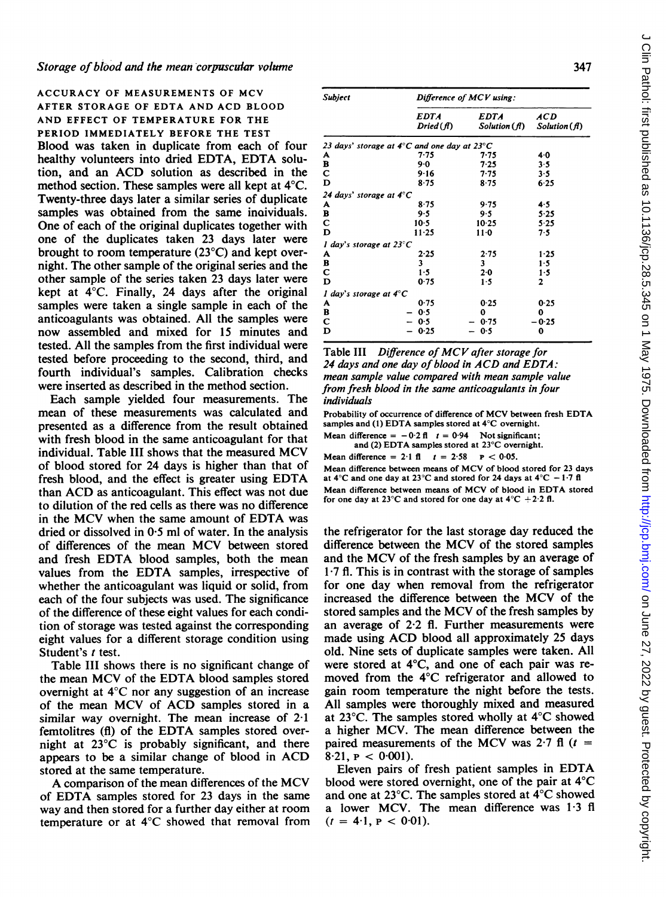### ACCURACY OF MEASUREMENTS OF MCV AFTER STORAGE OF EDTA AND ACD BLOOD AND EFFECT OF TEMPERATURE FOR THE PERIOD IMMEDIATELY BEFORE THE TEST

Blood was taken in duplicate from each of four healthy volunteers into dried EDTA, EDTA solution, and an ACD solution as described in the method section. These samples were all kept at 4°C. Twenty-three days later a similar series of duplicate samples was obtained from the same individuals. One of each of the original duplicates together with one of the duplicates taken 23 days later were brought to room temperature (23°C) and kept overnight. The other sample of the original series and the other sample of the series taken 23 days later were kept at 4°C. Finally, 24 days after the original samples were taken a single sample in each of the anticoagulants was obtained. All the samples were now assembled and mixed for 15 minutes and tested. All the samples from the first individual were tested before proceeding to the second, third, and fourth individual's samples. Calibration checks were inserted as described in the method section.

Each sample yielded four measurements. The mean of these measurements was calculated and presented as a difference from the result obtained with fresh blood in the same anticoagulant for that individual. Table III shows that the measured MCV of blood stored for 24 days is higher than that of fresh blood, and the effect is greater using EDTA than ACD as anticoagulant. This effect was not due to dilution of the red cells as there was no difference in the MCV when the same amount of EDTA was dried or dissolved in 0·5 ml of water. In the analysis of differences of the mean MCV between stored and fresh EDTA blood samples, both the mean values from the EDTA samples, irrespective of whether the anticoagulant was liquid or solid, from each of the four subjects was used. The significance of the difference of these eight values for each condition of storage was tested against the corresponding eight values for a different storage condition using Student's $t$ test.

Table III shows there is no significant change of the mean MCV of the EDTA blood samples stored overnight at 4°C nor any suggestion of an increase of the mean MCV of ACD samples stored in a similar way overnight. The mean increase of 2·1 femtolitres (fl) of the EDTA samples stored overnight at 23°C is probably significant, and there appears to be a similar change of blood in ACD stored at the same temperature.

A comparison of the mean differences of the MCV of EDTA samples stored for 23 days in the same way and then stored for a further day either at room temperature or at 4°C showed that removal from the refrigerator for the last storage day reduced the difference between the MCV of the stored samples and the MCV of the fresh samples by an average of 1·7 fl. This is in contrast with the storage of samples for one day when removal from the refrigerator increased the difference between the MCV of the stored samples and the MCV of the fresh samples by an average of 2·2 fl. Further measurements were made using ACD blood all approximately 25 days old. Nine sets of duplicate samples were taken. All were stored at 4°C, and one of each pair was removed from the 4°C refrigerator and allowed to gain room temperature the night before the tests. All samples were thoroughly mixed and measured at 23°C. The samples stored wholly at 4°C showed a higher MCV. The mean difference between the paired measurements of the MCV was 2·7 fl ($t = 8.21$, $P < 0.001$).

Eleven pairs of fresh patient samples in EDTA blood were stored overnight, one of the pair at 4°C and one at 23°C. The samples stored at 4°C showed a lower MCV. The mean difference was 1·3 fl ($t = 4.1$, $P < 0.01$).

| Subject | Difference of MCV using: | | |
|---|---|---|---|
| | EDTA Dried (fl) | EDTA Solution (fl) | ACD Solution (fl) |
| *23 days' storage at 4°C and one day at 23°C* | | | |
| A | 7·75 | 7·75 | 4·0 |
| B | 9·0 | 7·25 | 3·5 |
| C | 9·16 | 7·75 | 3·5 |
| D | 8·75 | 8·75 | 6·25 |
| *24 days' storage at 4°C* | | | |
| A | 8·75 | 9·75 | 4·5 |
| B | 9·5 | 9·5 | 5·25 |
| C | 10·5 | 10·25 | 5·25 |
| D | 11·25 | 11·0 | 7·5 |
| *1 day's storage at 23°C* | | | |
| A | 2·25 | 2·75 | 1·25 |
| B | 3 | 3 | 1·5 |
| C | 1·5 | 2·0 | 1·5 |
| D | 0·75 | 1·5 | 2 |
| *1 day's storage at 4°C* | | | |
| A | 0·75 | 0·25 | 0·25 |
| B | − 0·5 | 0 | 0 |
| C | − 0·5 | − 0·75 | −0·25 |
| D | − 0·25 | − 0·5 | 0 |

Table III *Difference of MCV after storage for 24 days and one day of blood in ACD and EDTA: mean sample value compared with mean sample value from fresh blood in the same anticoagulants in four individuals*

Probability of occurrence of difference of MCV between fresh EDTA samples and (1) EDTA samples stored at 4°C overnight.

Mean difference = −0·2 fl $t = 0.94$ Not significant;
and (2) EDTA samples stored at 23°C overnight.

Mean difference = 2·1 fl $t = 2.58$ $P < 0.05$.

Mean difference between means of MCV of blood stored for 23 days at 4°C and one day at 23°C and stored for 24 days at 4°C − 1·7 fl

Mean difference between means of MCV of blood in EDTA stored for one day at 23°C and stored for one day at 4°C + 2·2 fl.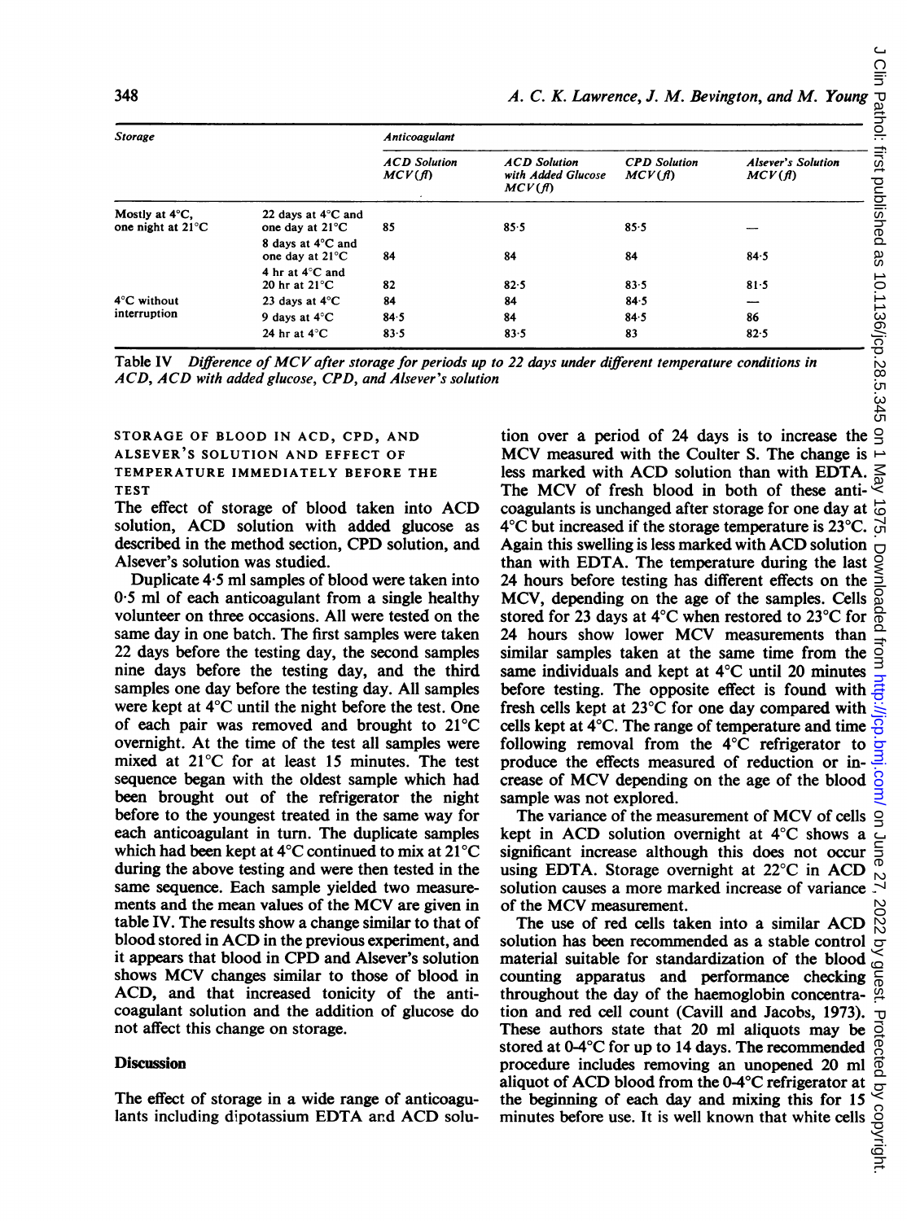| Storage | | Anticoagulant | | | |
|---|---|---|---|---|---|
| | | *ACD Solution MCV (fl)* | *ACD Solution with Added Glucose MCV (fl)* | *CPD Solution MCV (fl)* | *Alsever's Solution MCV (fl)* |
| Mostly at 4°C, one night at 21°C | 22 days at 4°C and one day at 21°C | 85 | 85·5 | 85·5 | — |
| | 8 days at 4°C and one day at 21°C | 84 | 84 | 84 | 84·5 |
| | 4 hr at 4°C and 20 hr at 21°C | 82 | 82·5 | 83·5 | 81·5 |
| 4°C without interruption | 23 days at 4°C | 84 | 84 | 84·5 | — |
| | 9 days at 4°C | 84·5 | 84 | 84·5 | 86 |
| | 24 hr at 4°C | 83·5 | 83·5 | 83 | 82·5 |

Table IV *Difference of MCV after storage for periods up to 22 days under different temperature conditions in ACD, ACD with added glucose, CPD, and Alsever's solution*

### STORAGE OF BLOOD IN ACD, CPD, AND ALSEVER'S SOLUTION AND EFFECT OF TEMPERATURE IMMEDIATELY BEFORE THE TEST

The effect of storage of blood taken into ACD solution, ACD solution with added glucose as described in the method section, CPD solution, and Alsever's solution was studied.

Duplicate 4·5 ml samples of blood were taken into 0·5 ml of each anticoagulant from a single healthy volunteer on three occasions. All were tested on the same day in one batch. The first samples were taken 22 days before the testing day, the second samples nine days before the testing day, and the third samples one day before the testing day. All samples were kept at 4°C until the night before the test. One of each pair was removed and brought to 21°C overnight. At the time of the test all samples were mixed at 21°C for at least 15 minutes. The test sequence began with the oldest sample which had been brought out of the refrigerator the night before to the youngest treated in the same way for each anticoagulant in turn. The duplicate samples which had been kept at 4°C continued to mix at 21°C during the above testing and were then tested in the same sequence. Each sample yielded two measurements and the mean values of the MCV are given in table IV. The results show a change similar to that of blood stored in ACD in the previous experiment, and it appears that blood in CPD and Alsever's solution shows MCV changes similar to those of blood in ACD, and that increased tonicity of the anticoagulant solution and the addition of glucose do not affect this change on storage.

## Discussion

The effect of storage in a wide range of anticoagulants including dipotassium EDTA and ACD solution over a period of 24 days is to increase the MCV measured with the Coulter S. The change is less marked with ACD solution than with EDTA. The MCV of fresh blood in both of these anticoagulants is unchanged after storage for one day at 4°C but increased if the storage temperature is 23°C. Again this swelling is less marked with ACD solution than with EDTA. The temperature during the last 24 hours before testing has different effects on the MCV, depending on the age of the samples. Cells stored for 23 days at 4°C when restored to 23°C for 24 hours show lower MCV measurements than similar samples taken at the same time from the same individuals and kept at 4°C until 20 minutes before testing. The opposite effect is found with fresh cells kept at 23°C for one day compared with cells kept at 4°C. The range of temperature and time following removal from the 4°C refrigerator to produce the effects measured of reduction or increase of MCV depending on the age of the blood sample was not explored.

The variance of the measurement of MCV of cells kept in ACD solution overnight at 4°C shows a significant increase although this does not occur using EDTA. Storage overnight at 22°C in ACD solution causes a more marked increase of variance of the MCV measurement.

The use of red cells taken into a similar ACD solution has been recommended as a stable control material suitable for standardization of the blood counting apparatus and performance checking throughout the day of the haemoglobin concentration and red cell count (Cavill and Jacobs, 1973). These authors state that 20 ml aliquots may be stored at 0-4°C for up to 14 days. The recommended procedure includes removing an unopened 20 ml aliquot of ACD blood from the 0-4°C refrigerator at the beginning of each day and mixing this for 15 minutes before use. It is well known that white cells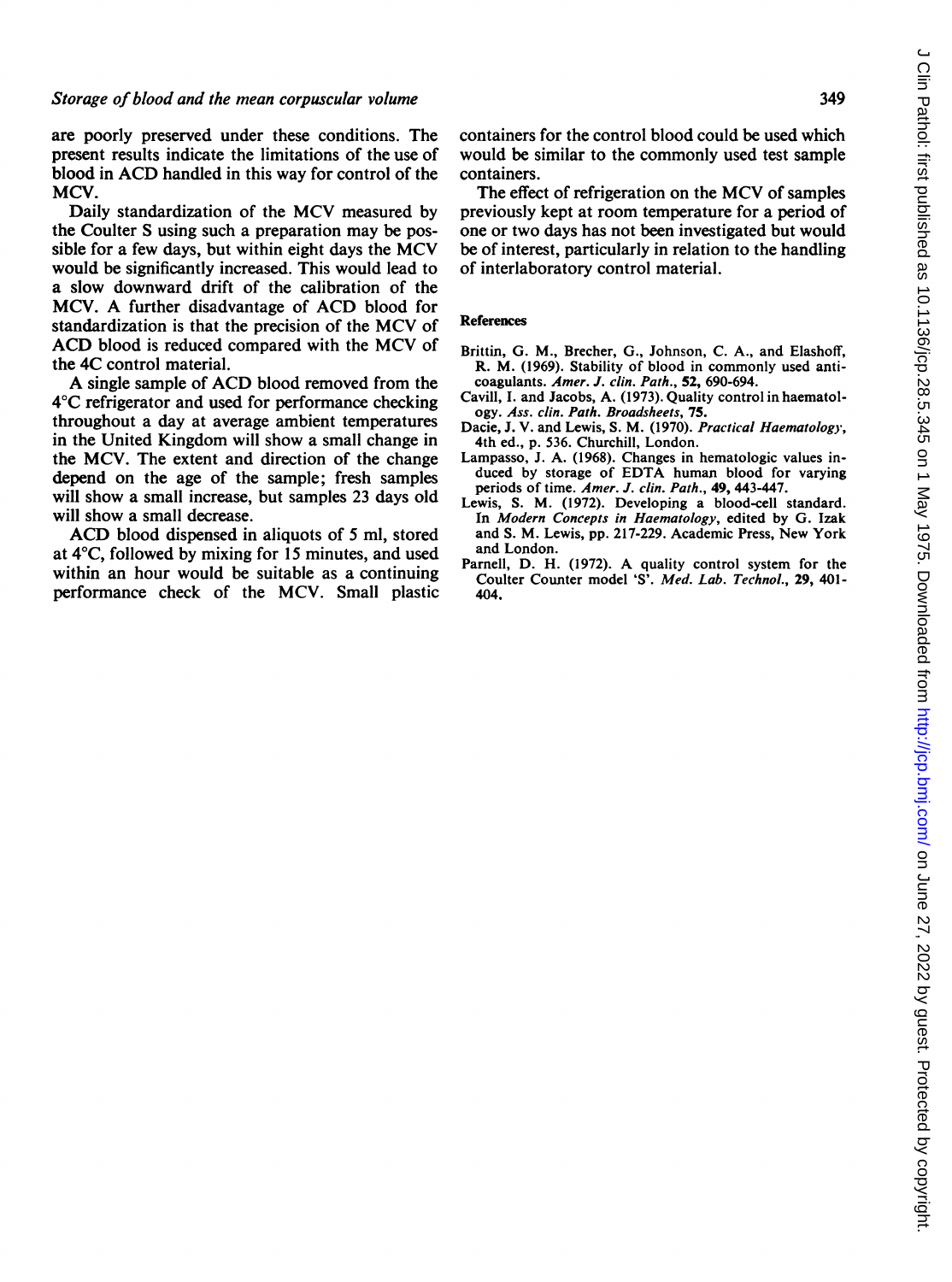are poorly preserved under these conditions. The present results indicate the limitations of the use of blood in ACD handled in this way for control of the MCV.

Daily standardization of the MCV measured by the Coulter S using such a preparation may be possible for a few days, but within eight days the MCV would be significantly increased. This would lead to a slow downward drift of the calibration of the MCV. A further disadvantage of ACD blood for standardization is that the precision of the MCV of ACD blood is reduced compared with the MCV of the 4C control material.

A single sample of ACD blood removed from the 4°C refrigerator and used for performance checking throughout a day at average ambient temperatures in the United Kingdom will show a small change in the MCV. The extent and direction of the change depend on the age of the sample; fresh samples will show a small increase, but samples 23 days old will show a small decrease.

ACD blood dispensed in aliquots of 5 ml, stored at 4°C, followed by mixing for 15 minutes, and used within an hour would be suitable as a continuing performance check of the MCV. Small plastic containers for the control blood could be used which would be similar to the commonly used test sample containers.

The effect of refrigeration on the MCV of samples previously kept at room temperature for a period of one or two days has not been investigated but would be of interest, particularly in relation to the handling of interlaboratory control material.

### References

Brittin, G. M., Brecher, G., Johnson, C. A., and Elashoff, R. M. (1969). Stability of blood in commonly used anticoagulants. *Amer. J. clin. Path.*, **52**, 690-694.

Cavill, I. and Jacobs, A. (1973). Quality control in haematology. *Ass. clin. Path. Broadsheets*, **75**.

Dacie, J. V. and Lewis, S. M. (1970). *Practical Haematology*, 4th ed., p. 536. Churchill, London.

Lampasso, J. A. (1968). Changes in hematologic values induced by storage of EDTA human blood for varying periods of time. *Amer. J. clin. Path.*, **49**, 443-447.

Lewis, S. M. (1972). Developing a blood-cell standard. In *Modern Concepts in Haematology*, edited by G. Izak and S. M. Lewis, pp. 217-229. Academic Press, New York and London.

Parnell, D. H. (1972). A quality control system for the Coulter Counter model 'S'. *Med. Lab. Technol.*, **29**, 401-404.